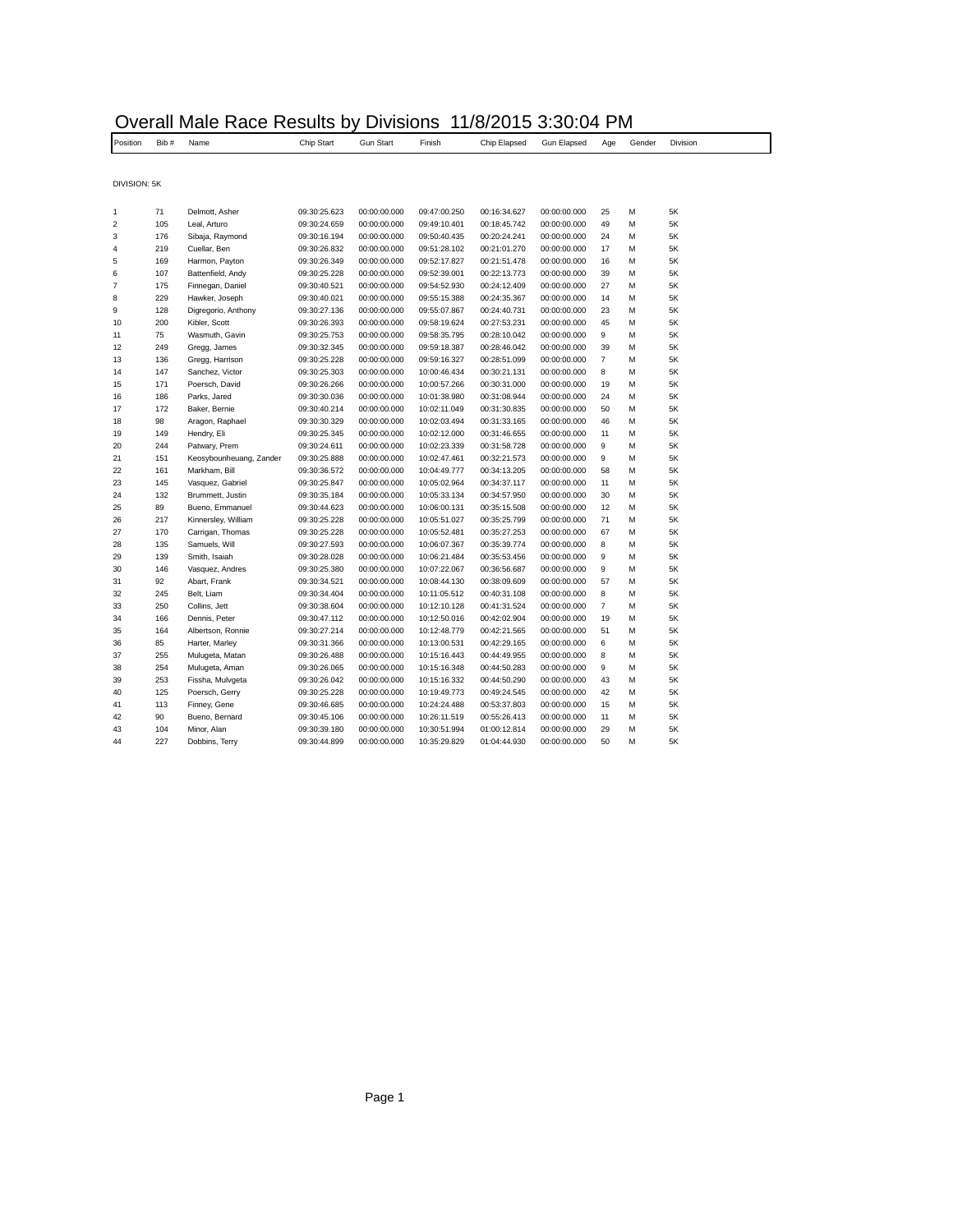# Overall Male Race Results by Divisions 11/8/2015 3:30:04 PM

DIVISION: 5K

| Position | Bib # | Name | Chip Start | Gun Start | Finish | Chip Elapsed | Gun Elapsed | Age | Gender | Division |
|---|---|---|---|---|---|---|---|---|---|---|
| 1 | 71 | Delmott, Asher | 09:30:25.623 | 00:00:00.000 | 09:47:00.250 | 00:16:34.627 | 00:00:00.000 | 25 | M | 5K |
| 2 | 105 | Leal, Arturo | 09:30:24.659 | 00:00:00.000 | 09:49:10.401 | 00:18:45.742 | 00:00:00.000 | 49 | M | 5K |
| 3 | 176 | Sibaja, Raymond | 09:30:16.194 | 00:00:00.000 | 09:50:40.435 | 00:20:24.241 | 00:00:00.000 | 24 | M | 5K |
| 4 | 219 | Cuellar, Ben | 09:30:26.832 | 00:00:00.000 | 09:51:28.102 | 00:21:01.270 | 00:00:00.000 | 17 | M | 5K |
| 5 | 169 | Harmon, Payton | 09:30:26.349 | 00:00:00.000 | 09:52:17.827 | 00:21:51.478 | 00:00:00.000 | 16 | M | 5K |
| 6 | 107 | Battenfield, Andy | 09:30:25.228 | 00:00:00.000 | 09:52:39.001 | 00:22:13.773 | 00:00:00.000 | 39 | M | 5K |
| 7 | 175 | Finnegan, Daniel | 09:30:40.521 | 00:00:00.000 | 09:54:52.930 | 00:24:12.409 | 00:00:00.000 | 27 | M | 5K |
| 8 | 229 | Hawker, Joseph | 09:30:40.021 | 00:00:00.000 | 09:55:15.388 | 00:24:35.367 | 00:00:00.000 | 14 | M | 5K |
| 9 | 128 | Digregorio, Anthony | 09:30:27.136 | 00:00:00.000 | 09:55:07.867 | 00:24:40.731 | 00:00:00.000 | 23 | M | 5K |
| 10 | 200 | Kibler, Scott | 09:30:26.393 | 00:00:00.000 | 09:58:19.624 | 00:27:53.231 | 00:00:00.000 | 45 | M | 5K |
| 11 | 75 | Wasmuth, Gavin | 09:30:25.753 | 00:00:00.000 | 09:58:35.795 | 00:28:10.042 | 00:00:00.000 | 9 | M | 5K |
| 12 | 249 | Gregg, James | 09:30:32.345 | 00:00:00.000 | 09:59:18.387 | 00:28:46.042 | 00:00:00.000 | 39 | M | 5K |
| 13 | 136 | Gregg, Harrison | 09:30:25.228 | 00:00:00.000 | 09:59:16.327 | 00:28:51.099 | 00:00:00.000 | 7 | M | 5K |
| 14 | 147 | Sanchez, Victor | 09:30:25.303 | 00:00:00.000 | 10:00:46.434 | 00:30:21.131 | 00:00:00.000 | 8 | M | 5K |
| 15 | 171 | Poersch, David | 09:30:26.266 | 00:00:00.000 | 10:00:57.266 | 00:30:31.000 | 00:00:00.000 | 19 | M | 5K |
| 16 | 186 | Parks, Jared | 09:30:30.036 | 00:00:00.000 | 10:01:38.980 | 00:31:08.944 | 00:00:00.000 | 24 | M | 5K |
| 17 | 172 | Baker, Bernie | 09:30:40.214 | 00:00:00.000 | 10:02:11.049 | 00:31:30.835 | 00:00:00.000 | 50 | M | 5K |
| 18 | 98 | Aragon, Raphael | 09:30:30.329 | 00:00:00.000 | 10:02:03.494 | 00:31:33.165 | 00:00:00.000 | 46 | M | 5K |
| 19 | 149 | Hendry, Eli | 09:30:25.345 | 00:00:00.000 | 10:02:12.000 | 00:31:46.655 | 00:00:00.000 | 11 | M | 5K |
| 20 | 244 | Patwary, Prem | 09:30:24.611 | 00:00:00.000 | 10:02:23.339 | 00:31:58.728 | 00:00:00.000 | 9 | M | 5K |
| 21 | 151 | Keosybounheuang, Zander | 09:30:25.888 | 00:00:00.000 | 10:02:47.461 | 00:32:21.573 | 00:00:00.000 | 9 | M | 5K |
| 22 | 161 | Markham, Bill | 09:30:36.572 | 00:00:00.000 | 10:04:49.777 | 00:34:13.205 | 00:00:00.000 | 58 | M | 5K |
| 23 | 145 | Vasquez, Gabriel | 09:30:25.847 | 00:00:00.000 | 10:05:02.964 | 00:34:37.117 | 00:00:00.000 | 11 | M | 5K |
| 24 | 132 | Brummett, Justin | 09:30:35.184 | 00:00:00.000 | 10:05:33.134 | 00:34:57.950 | 00:00:00.000 | 30 | M | 5K |
| 25 | 89 | Bueno, Emmanuel | 09:30:44.623 | 00:00:00.000 | 10:06:00.131 | 00:35:15.508 | 00:00:00.000 | 12 | M | 5K |
| 26 | 217 | Kinnersley, William | 09:30:25.228 | 00:00:00.000 | 10:05:51.027 | 00:35:25.799 | 00:00:00.000 | 71 | M | 5K |
| 27 | 170 | Carrigan, Thomas | 09:30:25.228 | 00:00:00.000 | 10:05:52.481 | 00:35:27.253 | 00:00:00.000 | 67 | M | 5K |
| 28 | 135 | Samuels, Will | 09:30:27.593 | 00:00:00.000 | 10:06:07.367 | 00:35:39.774 | 00:00:00.000 | 8 | M | 5K |
| 29 | 139 | Smith, Isaiah | 09:30:28.028 | 00:00:00.000 | 10:06:21.484 | 00:35:53.456 | 00:00:00.000 | 9 | M | 5K |
| 30 | 146 | Vasquez, Andres | 09:30:25.380 | 00:00:00.000 | 10:07:22.067 | 00:36:56.687 | 00:00:00.000 | 9 | M | 5K |
| 31 | 92 | Abart, Frank | 09:30:34.521 | 00:00:00.000 | 10:08:44.130 | 00:38:09.609 | 00:00:00.000 | 57 | M | 5K |
| 32 | 245 | Belt, Liam | 09:30:34.404 | 00:00:00.000 | 10:11:05.512 | 00:40:31.108 | 00:00:00.000 | 8 | M | 5K |
| 33 | 250 | Collins, Jett | 09:30:38.604 | 00:00:00.000 | 10:12:10.128 | 00:41:31.524 | 00:00:00.000 | 7 | M | 5K |
| 34 | 166 | Dennis, Peter | 09:30:47.112 | 00:00:00.000 | 10:12:50.016 | 00:42:02.904 | 00:00:00.000 | 19 | M | 5K |
| 35 | 164 | Albertson, Ronnie | 09:30:27.214 | 00:00:00.000 | 10:12:48.779 | 00:42:21.565 | 00:00:00.000 | 51 | M | 5K |
| 36 | 85 | Harter, Marley | 09:30:31.366 | 00:00:00.000 | 10:13:00.531 | 00:42:29.165 | 00:00:00.000 | 6 | M | 5K |
| 37 | 255 | Mulugeta, Matan | 09:30:26.488 | 00:00:00.000 | 10:15:16.443 | 00:44:49.955 | 00:00:00.000 | 8 | M | 5K |
| 38 | 254 | Mulugeta, Aman | 09:30:26.065 | 00:00:00.000 | 10:15:16.348 | 00:44:50.283 | 00:00:00.000 | 9 | M | 5K |
| 39 | 253 | Fissha, Mulvgeta | 09:30:26.042 | 00:00:00.000 | 10:15:16.332 | 00:44:50.290 | 00:00:00.000 | 43 | M | 5K |
| 40 | 125 | Poersch, Gerry | 09:30:25.228 | 00:00:00.000 | 10:19:49.773 | 00:49:24.545 | 00:00:00.000 | 42 | M | 5K |
| 41 | 113 | Finney, Gene | 09:30:46.685 | 00:00:00.000 | 10:24:24.488 | 00:53:37.803 | 00:00:00.000 | 15 | M | 5K |
| 42 | 90 | Bueno, Bernard | 09:30:45.106 | 00:00:00.000 | 10:26:11.519 | 00:55:26.413 | 00:00:00.000 | 11 | M | 5K |
| 43 | 104 | Minor, Alan | 09:30:39.180 | 00:00:00.000 | 10:30:51.994 | 01:00:12.814 | 00:00:00.000 | 29 | M | 5K |
| 44 | 227 | Dobbins, Terry | 09:30:44.899 | 00:00:00.000 | 10:35:29.829 | 01:04:44.930 | 00:00:00.000 | 50 | M | 5K |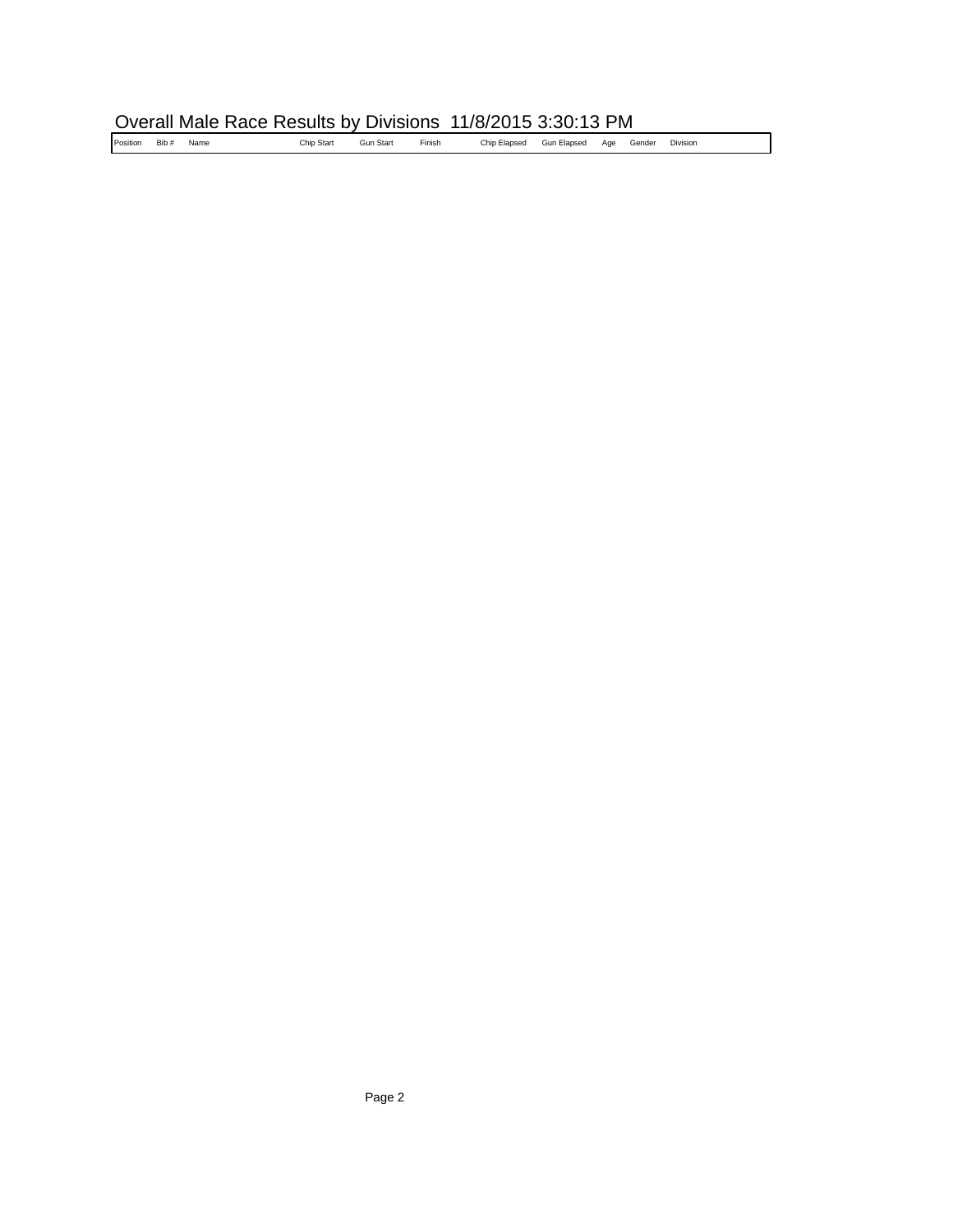# Overall Male Race Results by Divisions 11/8/2015 3:30:13 PM

| Position | Bib # | Name | Chip Start | Gun Start | Finish | Chip Elapsed | Gun Elapsed | Age | Gender | Division |
| --- | --- | --- | --- | --- | --- | --- | --- | --- | --- | --- |